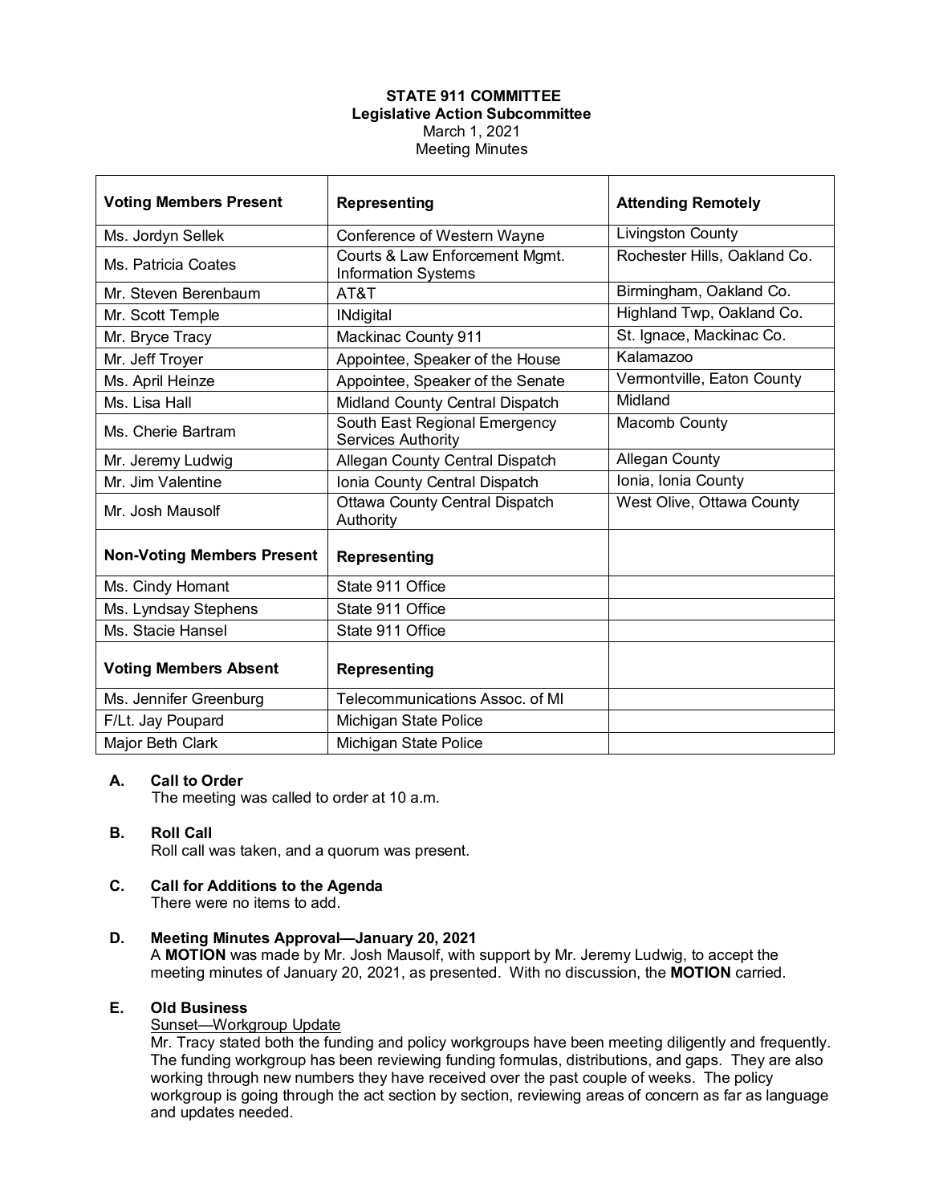**STATE 911 COMMITTEE**
**Legislative Action Subcommittee**
March 1, 2021
Meeting Minutes

| Voting Members Present | Representing | Attending Remotely |
|---|---|---|
| Ms. Jordyn Sellek | Conference of Western Wayne | Livingston County |
| Ms. Patricia Coates | Courts & Law Enforcement Mgmt. Information Systems | Rochester Hills, Oakland Co. |
| Mr. Steven Berenbaum | AT&T | Birmingham, Oakland Co. |
| Mr. Scott Temple | INdigital | Highland Twp, Oakland Co. |
| Mr. Bryce Tracy | Mackinac County 911 | St. Ignace, Mackinac Co. |
| Mr. Jeff Troyer | Appointee, Speaker of the House | Kalamazoo |
| Ms. April Heinze | Appointee, Speaker of the Senate | Vermontville, Eaton County |
| Ms. Lisa Hall | Midland County Central Dispatch | Midland |
| Ms. Cherie Bartram | South East Regional Emergency Services Authority | Macomb County |
| Mr. Jeremy Ludwig | Allegan County Central Dispatch | Allegan County |
| Mr. Jim Valentine | Ionia County Central Dispatch | Ionia, Ionia County |
| Mr. Josh Mausolf | Ottawa County Central Dispatch Authority | West Olive, Ottawa County |
| **Non-Voting Members Present** | **Representing** | |
| Ms. Cindy Homant | State 911 Office | |
| Ms. Lyndsay Stephens | State 911 Office | |
| Ms. Stacie Hansel | State 911 Office | |
| **Voting Members Absent** | **Representing** | |
| Ms. Jennifer Greenburg | Telecommunications Assoc. of MI | |
| F/Lt. Jay Poupard | Michigan State Police | |
| Major Beth Clark | Michigan State Police | |

**A. Call to Order**
The meeting was called to order at 10 a.m.

**B. Roll Call**
Roll call was taken, and a quorum was present.

**C. Call for Additions to the Agenda**
There were no items to add.

**D. Meeting Minutes Approval—January 20, 2021**
A **MOTION** was made by Mr. Josh Mausolf, with support by Mr. Jeremy Ludwig, to accept the meeting minutes of January 20, 2021, as presented. With no discussion, the **MOTION** carried.

**E. Old Business**
Sunset—Workgroup Update
Mr. Tracy stated both the funding and policy workgroups have been meeting diligently and frequently. The funding workgroup has been reviewing funding formulas, distributions, and gaps. They are also working through new numbers they have received over the past couple of weeks. The policy workgroup is going through the act section by section, reviewing areas of concern as far as language and updates needed.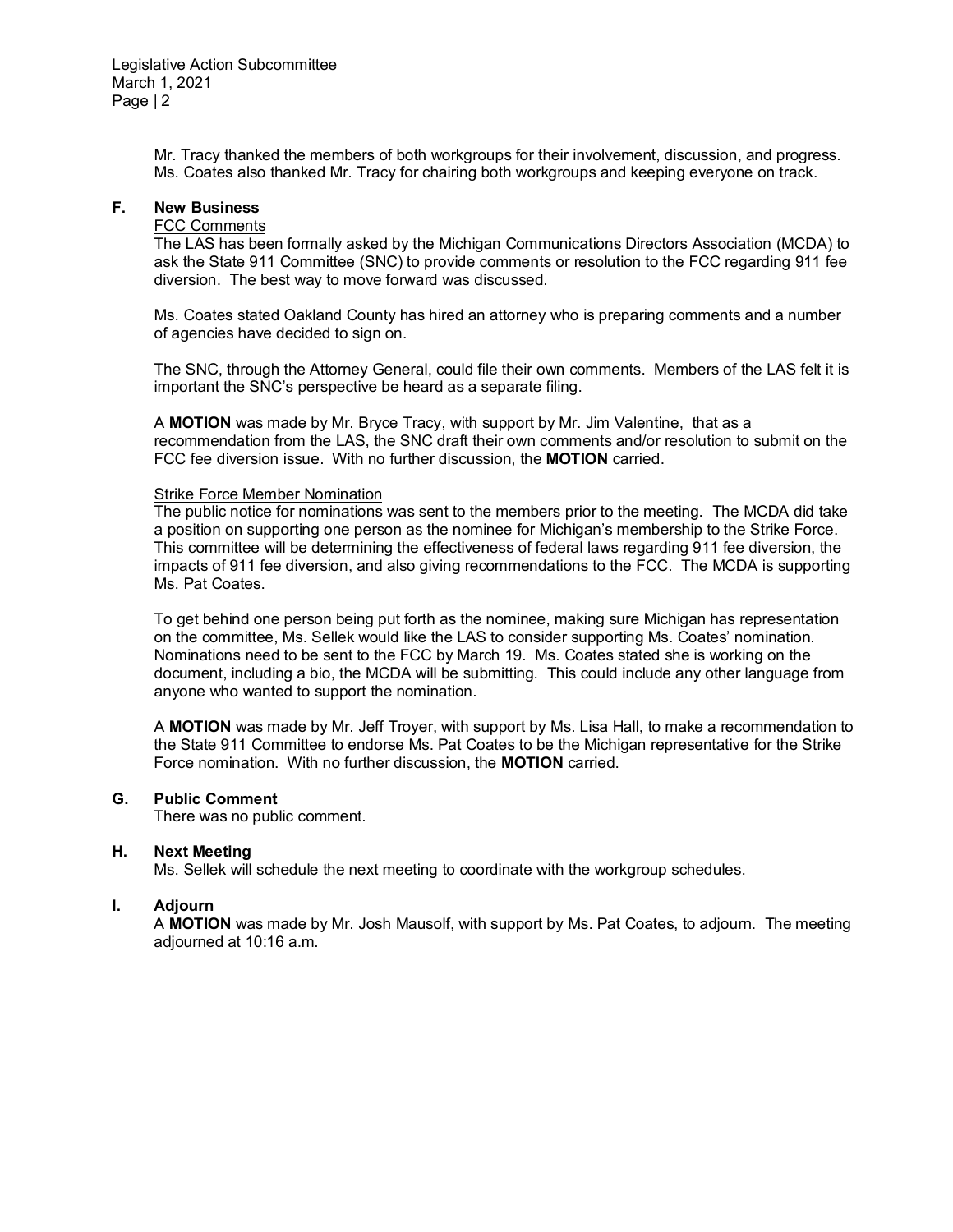Mr. Tracy thanked the members of both workgroups for their involvement, discussion, and progress. Ms. Coates also thanked Mr. Tracy for chairing both workgroups and keeping everyone on track.

**F. New Business**

FCC Comments

The LAS has been formally asked by the Michigan Communications Directors Association (MCDA) to ask the State 911 Committee (SNC) to provide comments or resolution to the FCC regarding 911 fee diversion. The best way to move forward was discussed.

Ms. Coates stated Oakland County has hired an attorney who is preparing comments and a number of agencies have decided to sign on.

The SNC, through the Attorney General, could file their own comments. Members of the LAS felt it is important the SNC's perspective be heard as a separate filing.

A **MOTION** was made by Mr. Bryce Tracy, with support by Mr. Jim Valentine, that as a recommendation from the LAS, the SNC draft their own comments and/or resolution to submit on the FCC fee diversion issue. With no further discussion, the **MOTION** carried.

Strike Force Member Nomination

The public notice for nominations was sent to the members prior to the meeting. The MCDA did take a position on supporting one person as the nominee for Michigan's membership to the Strike Force. This committee will be determining the effectiveness of federal laws regarding 911 fee diversion, the impacts of 911 fee diversion, and also giving recommendations to the FCC. The MCDA is supporting Ms. Pat Coates.

To get behind one person being put forth as the nominee, making sure Michigan has representation on the committee, Ms. Sellek would like the LAS to consider supporting Ms. Coates' nomination. Nominations need to be sent to the FCC by March 19. Ms. Coates stated she is working on the document, including a bio, the MCDA will be submitting. This could include any other language from anyone who wanted to support the nomination.

A **MOTION** was made by Mr. Jeff Troyer, with support by Ms. Lisa Hall, to make a recommendation to the State 911 Committee to endorse Ms. Pat Coates to be the Michigan representative for the Strike Force nomination. With no further discussion, the **MOTION** carried.

**G. Public Comment**

There was no public comment.

**H. Next Meeting**

Ms. Sellek will schedule the next meeting to coordinate with the workgroup schedules.

**I. Adjourn**

A **MOTION** was made by Mr. Josh Mausolf, with support by Ms. Pat Coates, to adjourn. The meeting adjourned at 10:16 a.m.